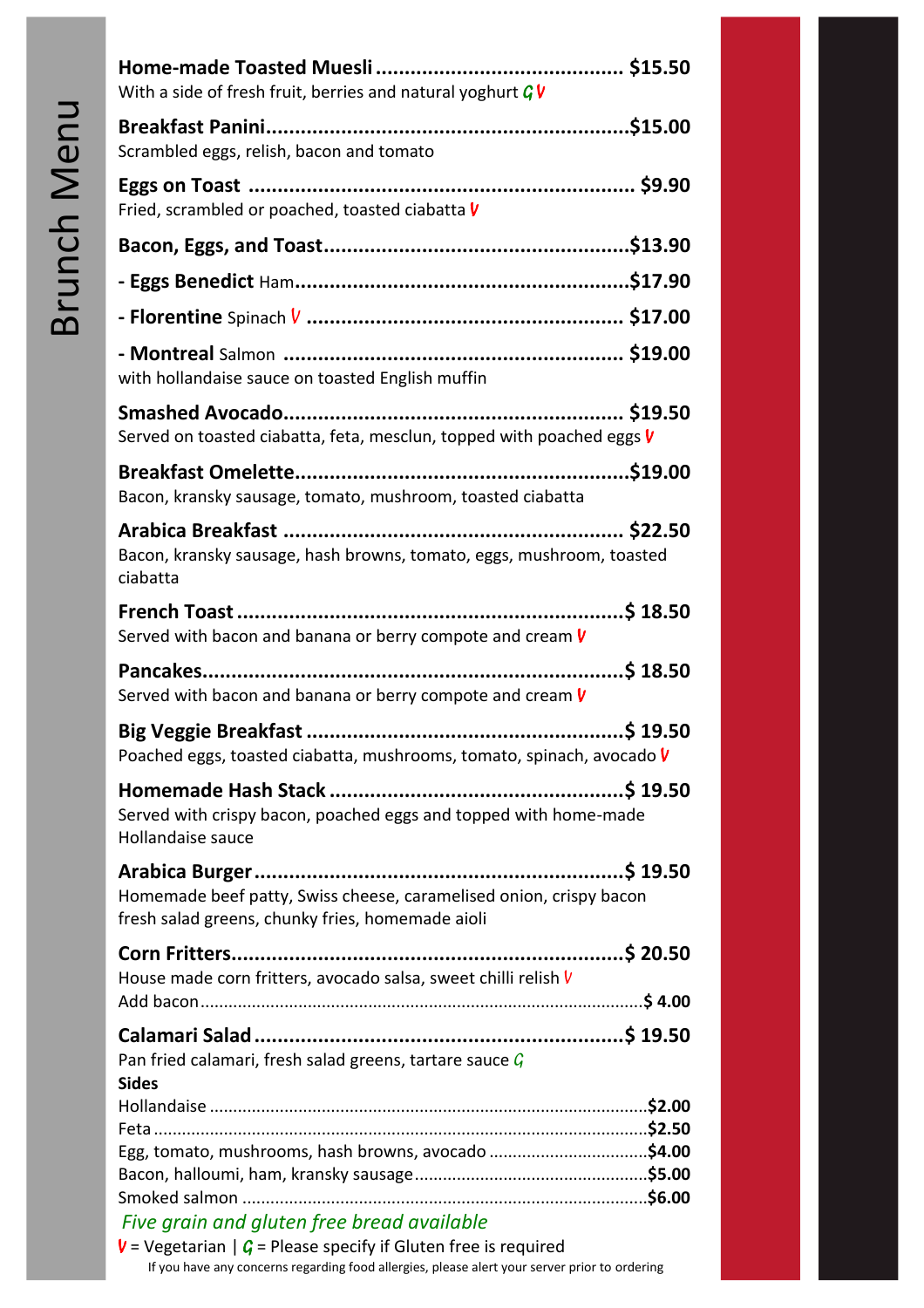# Brunch Menu

**Home-made Toasted Muesli** .......................................... **$15.50**
With a side of fresh fruit, berries and natural yoghurt *G V*

**Breakfast Panini**..............................................................**$15.00**
Scrambled eggs, relish, bacon and tomato

**Eggs on Toast** .................................................................. **$9.90**
Fried, scrambled or poached, toasted ciabatta *V*

**Bacon, Eggs, and Toast**....................................................**$13.90**

**- Eggs Benedict** Ham.........................................................**$17.90**

**- Florentine** Spinach *V* ...................................................... **$17.00**

**- Montreal** Salmon ............................................................ **$19.00**
with hollandaise sauce on toasted English muffin

**Smashed Avocado**............................................................ **$19.50**
Served on toasted ciabatta, feta, mesclun, topped with poached eggs *V*

**Breakfast Omelette**...........................................................**$19.00**
Bacon, kransky sausage, tomato, mushroom, toasted ciabatta

**Arabica Breakfast** ............................................................ **$22.50**
Bacon, kransky sausage, hash browns, tomato, eggs, mushroom, toasted ciabatta

**French Toast**.....................................................................**$ 18.50**
Served with bacon and banana or berry compote and cream *V*

**Pancakes**...........................................................................**$ 18.50**
Served with bacon and banana or berry compote and cream *V*

**Big Veggie Breakfast** .......................................................**$ 19.50**
Poached eggs, toasted ciabatta, mushrooms, tomato, spinach, avocado *V*

**Homemade Hash Stack** ....................................................**$ 19.50**
Served with crispy bacon, poached eggs and topped with home-made Hollandaise sauce

**Arabica Burger**.................................................................**$ 19.50**
Homemade beef patty, Swiss cheese, caramelised onion, crispy bacon fresh salad greens, chunky fries, homemade aioli

**Corn Fritters**.....................................................................**$ 20.50**
House made corn fritters, avocado salsa, sweet chilli relish *V*
Add bacon...............................................................................................**$ 4.00**

**Calamari Salad** ................................................................**$ 19.50**
Pan fried calamari, fresh salad greens, tartare sauce *G*

**Sides**

Hollandaise ..............................................................................................**$2.00**
Feta ..........................................................................................................**$2.50**
Egg, tomato, mushrooms, hash browns, avocado ...................................**$4.00**
Bacon, halloumi, ham, kransky sausage...................................................**$5.00**
Smoked salmon .......................................................................................**$6.00**

*Five grain and gluten free bread available*

*V* = Vegetarian | *G* = Please specify if Gluten free is required

If you have any concerns regarding food allergies, please alert your server prior to ordering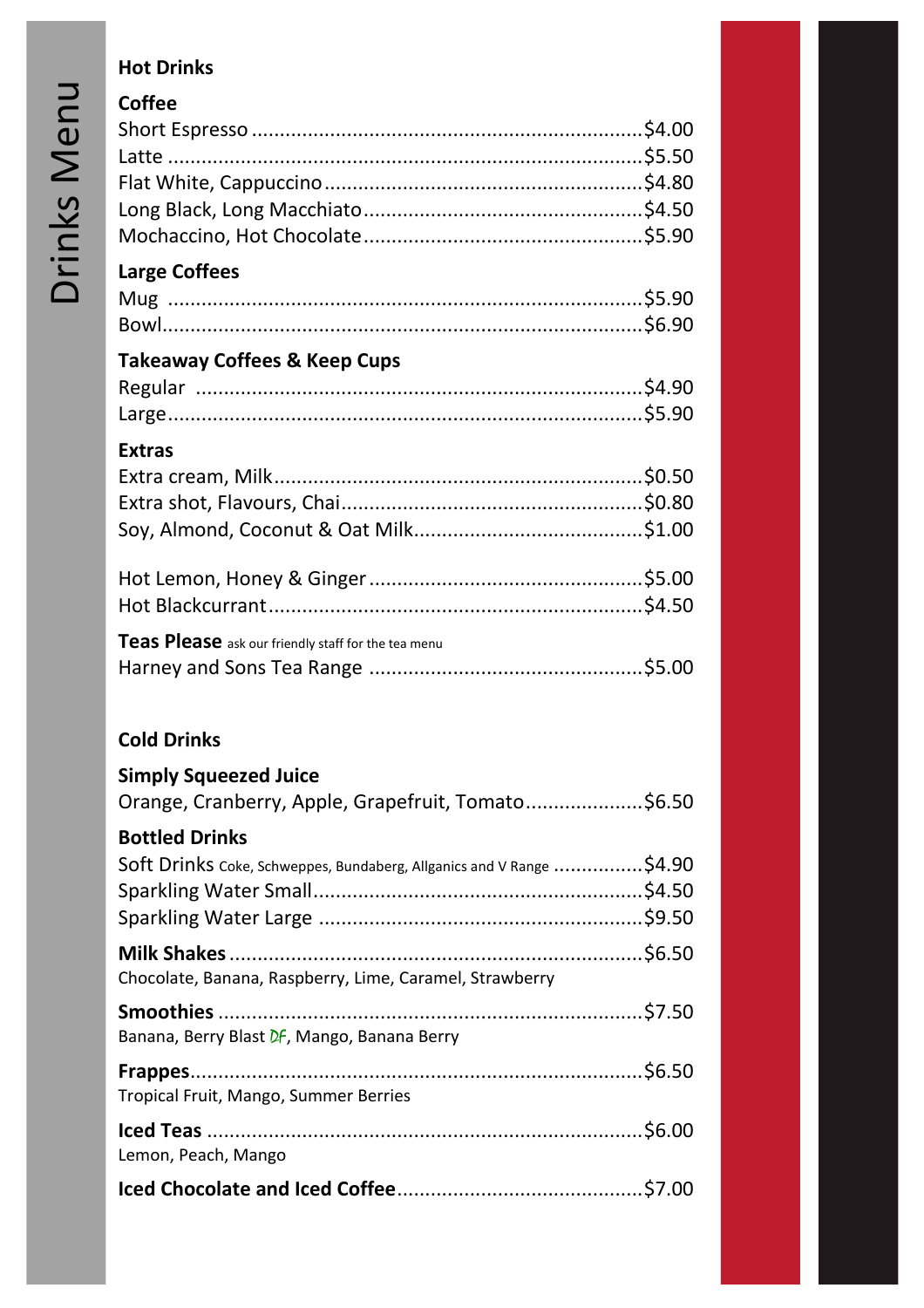# Drinks Menu

## Hot Drinks

### Coffee

Short Espresso ........ $4.00
Latte ........ $5.50
Flat White, Cappuccino ........ $4.80
Long Black, Long Macchiato ........ $4.50
Mochaccino, Hot Chocolate ........ $5.90

### Large Coffees

Mug ........ $5.90
Bowl ........ $6.90

### Takeaway Coffees & Keep Cups

Regular ........ $4.90
Large ........ $5.90

### Extras

Extra cream, Milk ........ $0.50
Extra shot, Flavours, Chai ........ $0.80
Soy, Almond, Coconut & Oat Milk ........ $1.00

Hot Lemon, Honey & Ginger ........ $5.00
Hot Blackcurrant ........ $4.50

**Teas Please** ask our friendly staff for the tea menu
Harney and Sons Tea Range ........ $5.00

## Cold Drinks

### Simply Squeezed Juice

Orange, Cranberry, Apple, Grapefruit, Tomato ........ $6.50

### Bottled Drinks

Soft Drinks Coke, Schweppes, Bundaberg, Allganics and V Range ........ $4.90
Sparkling Water Small ........ $4.50
Sparkling Water Large ........ $9.50

**Milk Shakes** ........ $6.50
Chocolate, Banana, Raspberry, Lime, Caramel, Strawberry

**Smoothies** ........ $7.50
Banana, Berry Blast DF, Mango, Banana Berry

**Frappes** ........ $6.50
Tropical Fruit, Mango, Summer Berries

**Iced Teas** ........ $6.00
Lemon, Peach, Mango

**Iced Chocolate and Iced Coffee** ........ $7.00